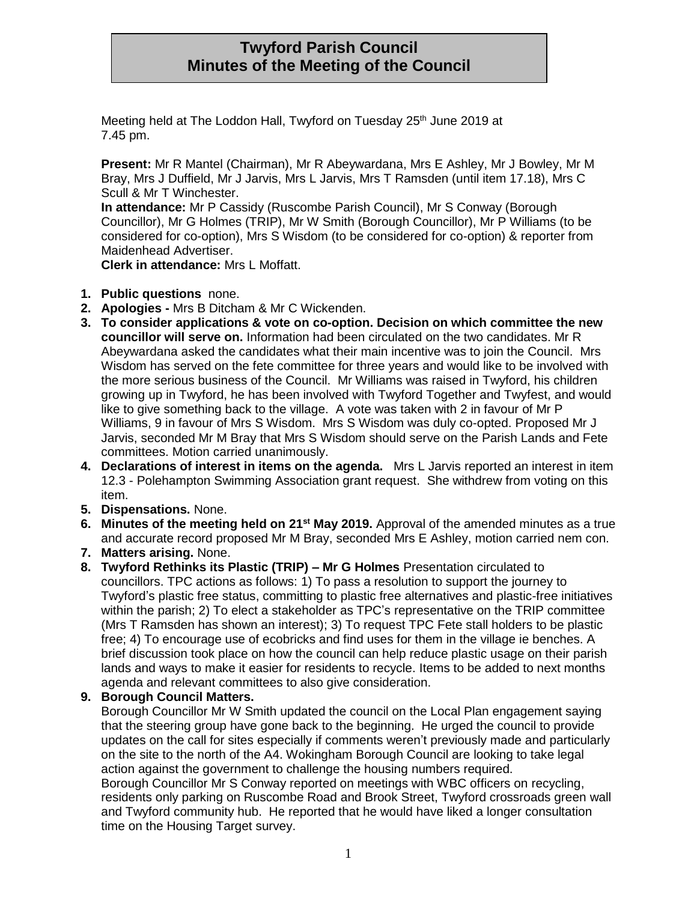# Twyford Parish Council
# Minutes of the Meeting of the Council

Meeting held at The Loddon Hall, Twyford on Tuesday 25th June 2019 at 7.45 pm.

**Present:** Mr R Mantel (Chairman), Mr R Abeywardana, Mrs E Ashley, Mr J Bowley, Mr M Bray, Mrs J Duffield, Mr J Jarvis, Mrs L Jarvis, Mrs T Ramsden (until item 17.18), Mrs C Scull & Mr T Winchester.

**In attendance:** Mr P Cassidy (Ruscombe Parish Council), Mr S Conway (Borough Councillor), Mr G Holmes (TRIP), Mr W Smith (Borough Councillor), Mr P Williams (to be considered for co-option), Mrs S Wisdom (to be considered for co-option) & reporter from Maidenhead Advertiser.

**Clerk in attendance:** Mrs L Moffatt.

1. **Public questions** none.
2. **Apologies -** Mrs B Ditcham & Mr C Wickenden.
3. **To consider applications & vote on co-option. Decision on which committee the new councillor will serve on.** Information had been circulated on the two candidates. Mr R Abeywardana asked the candidates what their main incentive was to join the Council. Mrs Wisdom has served on the fete committee for three years and would like to be involved with the more serious business of the Council. Mr Williams was raised in Twyford, his children growing up in Twyford, he has been involved with Twyford Together and Twyfest, and would like to give something back to the village. A vote was taken with 2 in favour of Mr P Williams, 9 in favour of Mrs S Wisdom. Mrs S Wisdom was duly co-opted. Proposed Mr J Jarvis, seconded Mr M Bray that Mrs S Wisdom should serve on the Parish Lands and Fete committees. Motion carried unanimously.
4. **Declarations of interest in items on the agenda.** Mrs L Jarvis reported an interest in item 12.3 - Polehampton Swimming Association grant request. She withdrew from voting on this item.
5. **Dispensations.** None.
6. **Minutes of the meeting held on 21st May 2019.** Approval of the amended minutes as a true and accurate record proposed Mr M Bray, seconded Mrs E Ashley, motion carried nem con.
7. **Matters arising.** None.
8. **Twyford Rethinks its Plastic (TRIP) – Mr G Holmes** Presentation circulated to councillors. TPC actions as follows: 1) To pass a resolution to support the journey to Twyford's plastic free status, committing to plastic free alternatives and plastic-free initiatives within the parish; 2) To elect a stakeholder as TPC's representative on the TRIP committee (Mrs T Ramsden has shown an interest); 3) To request TPC Fete stall holders to be plastic free; 4) To encourage use of ecobricks and find uses for them in the village ie benches. A brief discussion took place on how the council can help reduce plastic usage on their parish lands and ways to make it easier for residents to recycle. Items to be added to next months agenda and relevant committees to also give consideration.
9. **Borough Council Matters.**
   Borough Councillor Mr W Smith updated the council on the Local Plan engagement saying that the steering group have gone back to the beginning. He urged the council to provide updates on the call for sites especially if comments weren't previously made and particularly on the site to the north of the A4. Wokingham Borough Council are looking to take legal action against the government to challenge the housing numbers required.
   Borough Councillor Mr S Conway reported on meetings with WBC officers on recycling, residents only parking on Ruscombe Road and Brook Street, Twyford crossroads green wall and Twyford community hub. He reported that he would have liked a longer consultation time on the Housing Target survey.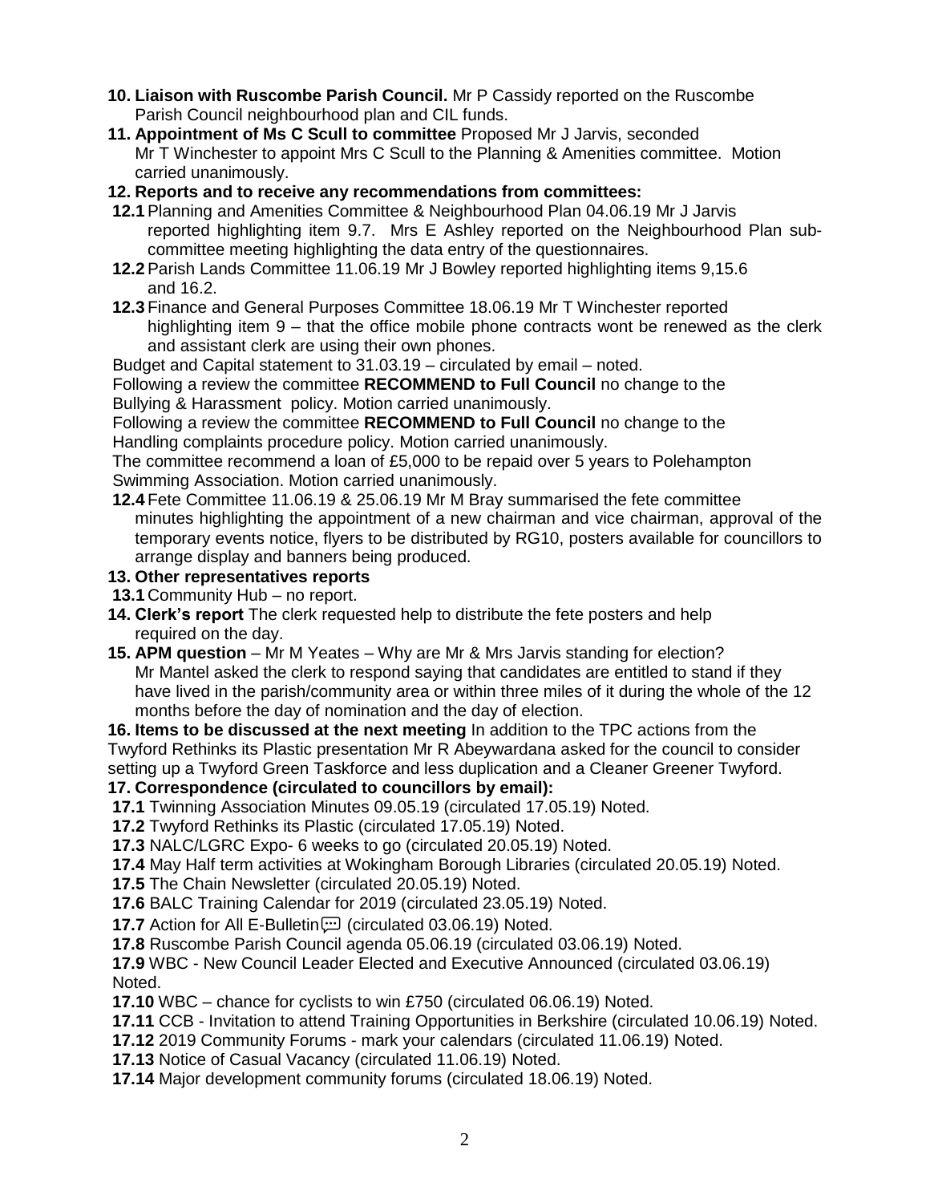**10. Liaison with Ruscombe Parish Council.** Mr P Cassidy reported on the Ruscombe Parish Council neighbourhood plan and CIL funds.

**11. Appointment of Ms C Scull to committee** Proposed Mr J Jarvis, seconded Mr T Winchester to appoint Mrs C Scull to the Planning & Amenities committee. Motion carried unanimously.

**12. Reports and to receive any recommendations from committees:**

**12.1** Planning and Amenities Committee & Neighbourhood Plan 04.06.19 Mr J Jarvis reported highlighting item 9.7. Mrs E Ashley reported on the Neighbourhood Plan sub-committee meeting highlighting the data entry of the questionnaires.

**12.2** Parish Lands Committee 11.06.19 Mr J Bowley reported highlighting items 9,15.6 and 16.2.

**12.3** Finance and General Purposes Committee 18.06.19 Mr T Winchester reported highlighting item 9 – that the office mobile phone contracts wont be renewed as the clerk and assistant clerk are using their own phones.

Budget and Capital statement to 31.03.19 – circulated by email – noted.

Following a review the committee **RECOMMEND to Full Council** no change to the Bullying & Harassment policy. Motion carried unanimously.

Following a review the committee **RECOMMEND to Full Council** no change to the Handling complaints procedure policy. Motion carried unanimously.

The committee recommend a loan of £5,000 to be repaid over 5 years to Polehampton Swimming Association. Motion carried unanimously.

**12.4** Fete Committee 11.06.19 & 25.06.19 Mr M Bray summarised the fete committee minutes highlighting the appointment of a new chairman and vice chairman, approval of the temporary events notice, flyers to be distributed by RG10, posters available for councillors to arrange display and banners being produced.

**13. Other representatives reports**

**13.1** Community Hub – no report.

**14. Clerk's report** The clerk requested help to distribute the fete posters and help required on the day.

**15. APM question** – Mr M Yeates – Why are Mr & Mrs Jarvis standing for election? Mr Mantel asked the clerk to respond saying that candidates are entitled to stand if they have lived in the parish/community area or within three miles of it during the whole of the 12 months before the day of nomination and the day of election.

**16. Items to be discussed at the next meeting** In addition to the TPC actions from the Twyford Rethinks its Plastic presentation Mr R Abeywardana asked for the council to consider setting up a Twyford Green Taskforce and less duplication and a Cleaner Greener Twyford.

**17. Correspondence (circulated to councillors by email):**

**17.1** Twinning Association Minutes 09.05.19 (circulated 17.05.19) Noted.

**17.2** Twyford Rethinks its Plastic (circulated 17.05.19) Noted.

**17.3** NALC/LGRC Expo- 6 weeks to go (circulated 20.05.19) Noted.

**17.4** May Half term activities at Wokingham Borough Libraries (circulated 20.05.19) Noted.

**17.5** The Chain Newsletter (circulated 20.05.19) Noted.

**17.6** BALC Training Calendar for 2019 (circulated 23.05.19) Noted.

**17.7** Action for All E-Bulletin (circulated 03.06.19) Noted.

**17.8** Ruscombe Parish Council agenda 05.06.19 (circulated 03.06.19) Noted.

**17.9** WBC - New Council Leader Elected and Executive Announced (circulated 03.06.19) Noted.

**17.10** WBC – chance for cyclists to win £750 (circulated 06.06.19) Noted.

**17.11** CCB - Invitation to attend Training Opportunities in Berkshire (circulated 10.06.19) Noted.

**17.12** 2019 Community Forums - mark your calendars (circulated 11.06.19) Noted.

**17.13** Notice of Casual Vacancy (circulated 11.06.19) Noted.

**17.14** Major development community forums (circulated 18.06.19) Noted.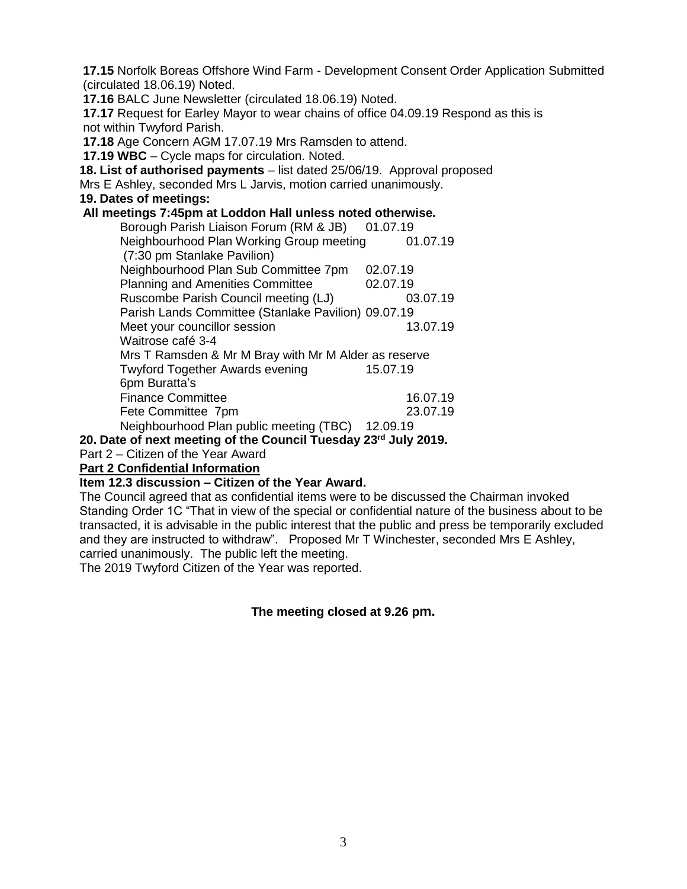**17.15** Norfolk Boreas Offshore Wind Farm - Development Consent Order Application Submitted (circulated 18.06.19) Noted.

**17.16** BALC June Newsletter (circulated 18.06.19) Noted.

**17.17** Request for Earley Mayor to wear chains of office 04.09.19 Respond as this is not within Twyford Parish.

**17.18** Age Concern AGM 17.07.19 Mrs Ramsden to attend.

**17.19 WBC** – Cycle maps for circulation. Noted.

**18. List of authorised payments** – list dated 25/06/19. Approval proposed Mrs E Ashley, seconded Mrs L Jarvis, motion carried unanimously.

**19. Dates of meetings:**

**All meetings 7:45pm at Loddon Hall unless noted otherwise.**

| | |
|---|---|
| Borough Parish Liaison Forum (RM & JB) | 01.07.19 |
| Neighbourhood Plan Working Group meeting (7:30 pm Stanlake Pavilion) | 01.07.19 |
| Neighbourhood Plan Sub Committee 7pm | 02.07.19 |
| Planning and Amenities Committee | 02.07.19 |
| Ruscombe Parish Council meeting (LJ) | 03.07.19 |
| Parish Lands Committee (Stanlake Pavilion) | 09.07.19 |
| Meet your councillor session Waitrose café 3-4 Mrs T Ramsden & Mr M Bray with Mr M Alder as reserve | 13.07.19 |
| Twyford Together Awards evening 6pm Buratta's | 15.07.19 |
| Finance Committee | 16.07.19 |
| Fete Committee 7pm | 23.07.19 |
| Neighbourhood Plan public meeting (TBC) | 12.09.19 |

**20. Date of next meeting of the Council Tuesday 23rd July 2019.**

Part 2 – Citizen of the Year Award

**Part 2 Confidential Information**

**Item 12.3 discussion – Citizen of the Year Award.**

The Council agreed that as confidential items were to be discussed the Chairman invoked Standing Order 1C "That in view of the special or confidential nature of the business about to be transacted, it is advisable in the public interest that the public and press be temporarily excluded and they are instructed to withdraw". Proposed Mr T Winchester, seconded Mrs E Ashley, carried unanimously. The public left the meeting.

The 2019 Twyford Citizen of the Year was reported.

**The meeting closed at 9.26 pm.**